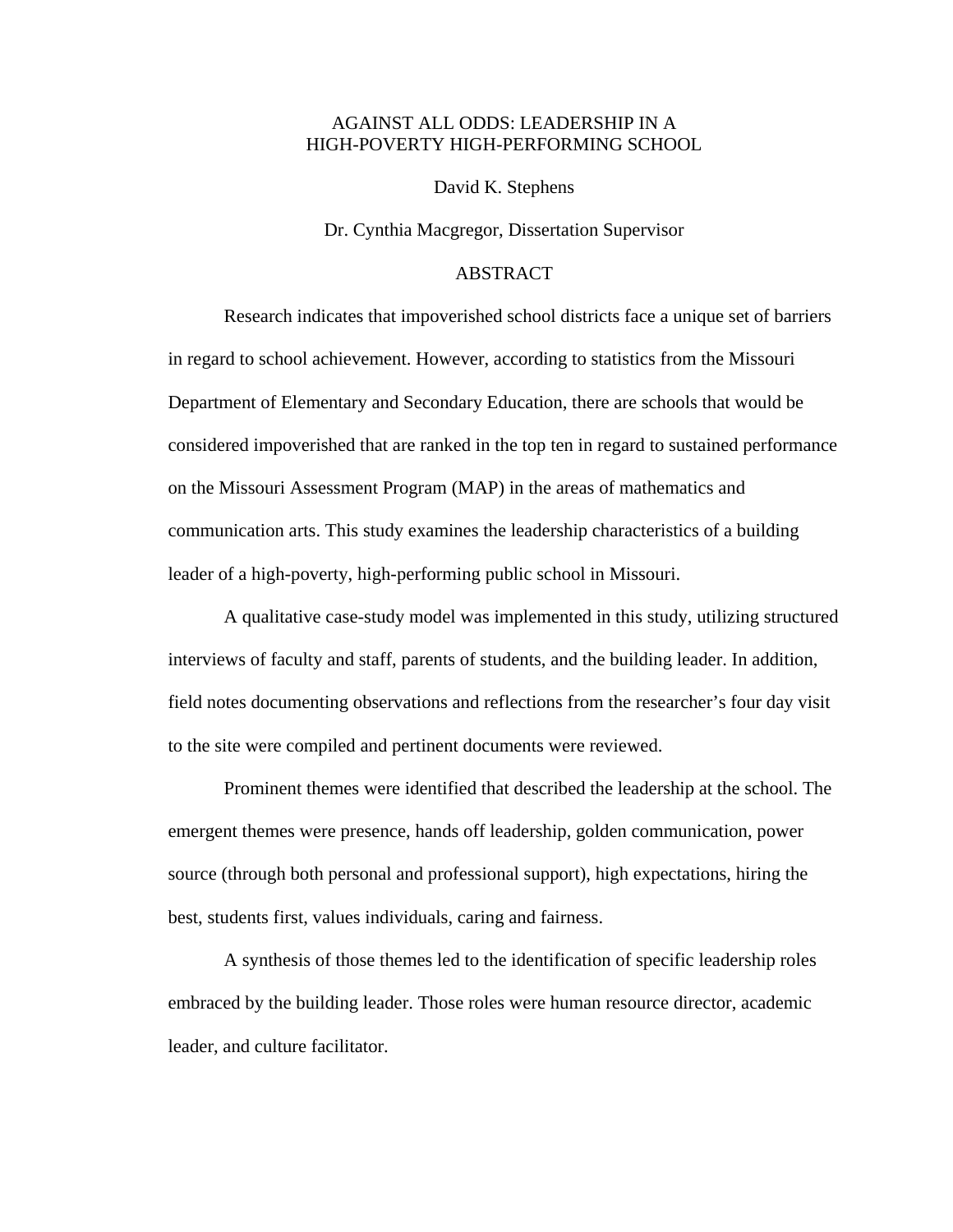# AGAINST ALL ODDS: LEADERSHIP IN A HIGH-POVERTY HIGH-PERFORMING SCHOOL

David K. Stephens

Dr. Cynthia Macgregor, Dissertation Supervisor

## ABSTRACT

Research indicates that impoverished school districts face a unique set of barriers in regard to school achievement. However, according to statistics from the Missouri Department of Elementary and Secondary Education, there are schools that would be considered impoverished that are ranked in the top ten in regard to sustained performance on the Missouri Assessment Program (MAP) in the areas of mathematics and communication arts. This study examines the leadership characteristics of a building leader of a high-poverty, high-performing public school in Missouri.

A qualitative case-study model was implemented in this study, utilizing structured interviews of faculty and staff, parents of students, and the building leader. In addition, field notes documenting observations and reflections from the researcher's four day visit to the site were compiled and pertinent documents were reviewed.

Prominent themes were identified that described the leadership at the school. The emergent themes were presence, hands off leadership, golden communication, power source (through both personal and professional support), high expectations, hiring the best, students first, values individuals, caring and fairness.

A synthesis of those themes led to the identification of specific leadership roles embraced by the building leader. Those roles were human resource director, academic leader, and culture facilitator.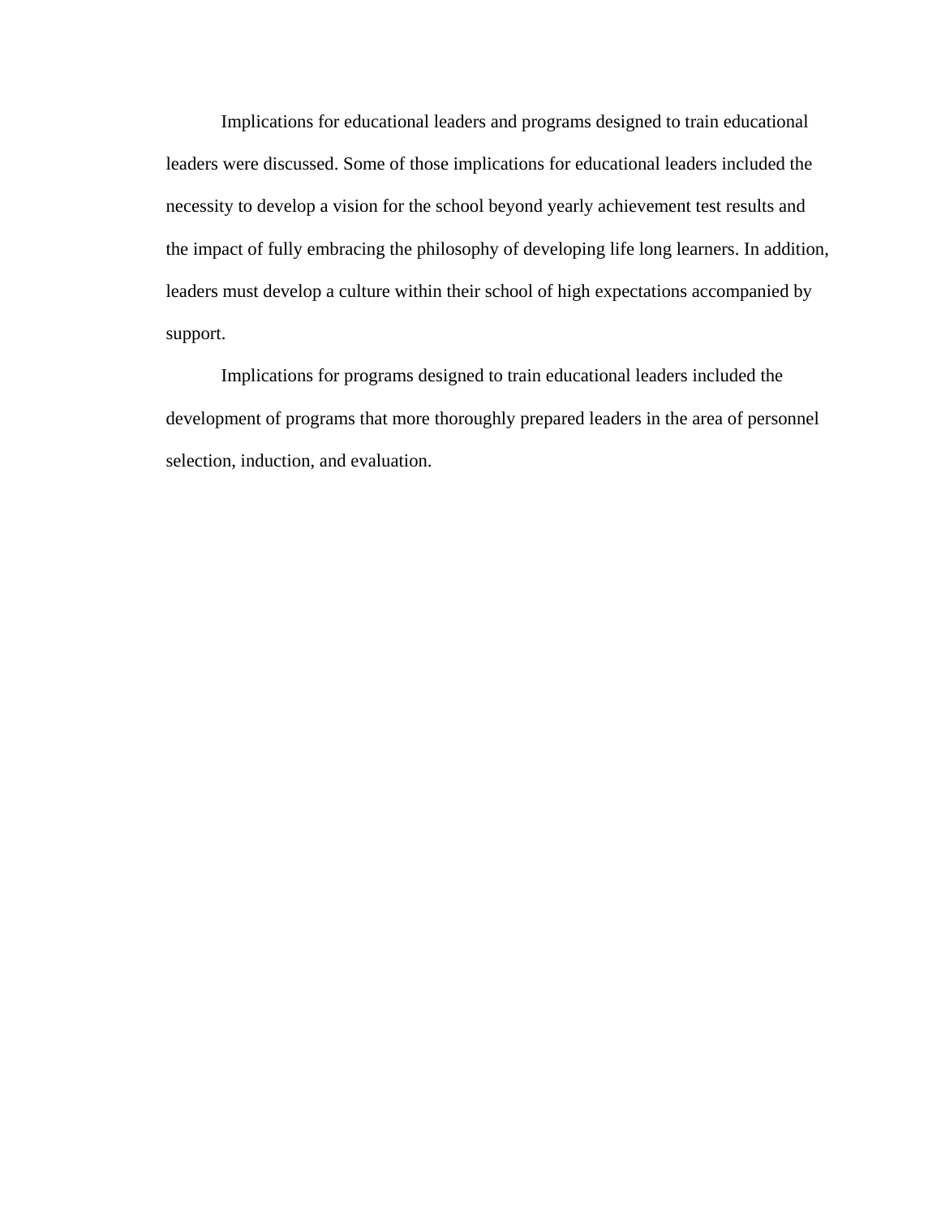Implications for educational leaders and programs designed to train educational leaders were discussed. Some of those implications for educational leaders included the necessity to develop a vision for the school beyond yearly achievement test results and the impact of fully embracing the philosophy of developing life long learners. In addition, leaders must develop a culture within their school of high expectations accompanied by support.

Implications for programs designed to train educational leaders included the development of programs that more thoroughly prepared leaders in the area of personnel selection, induction, and evaluation.